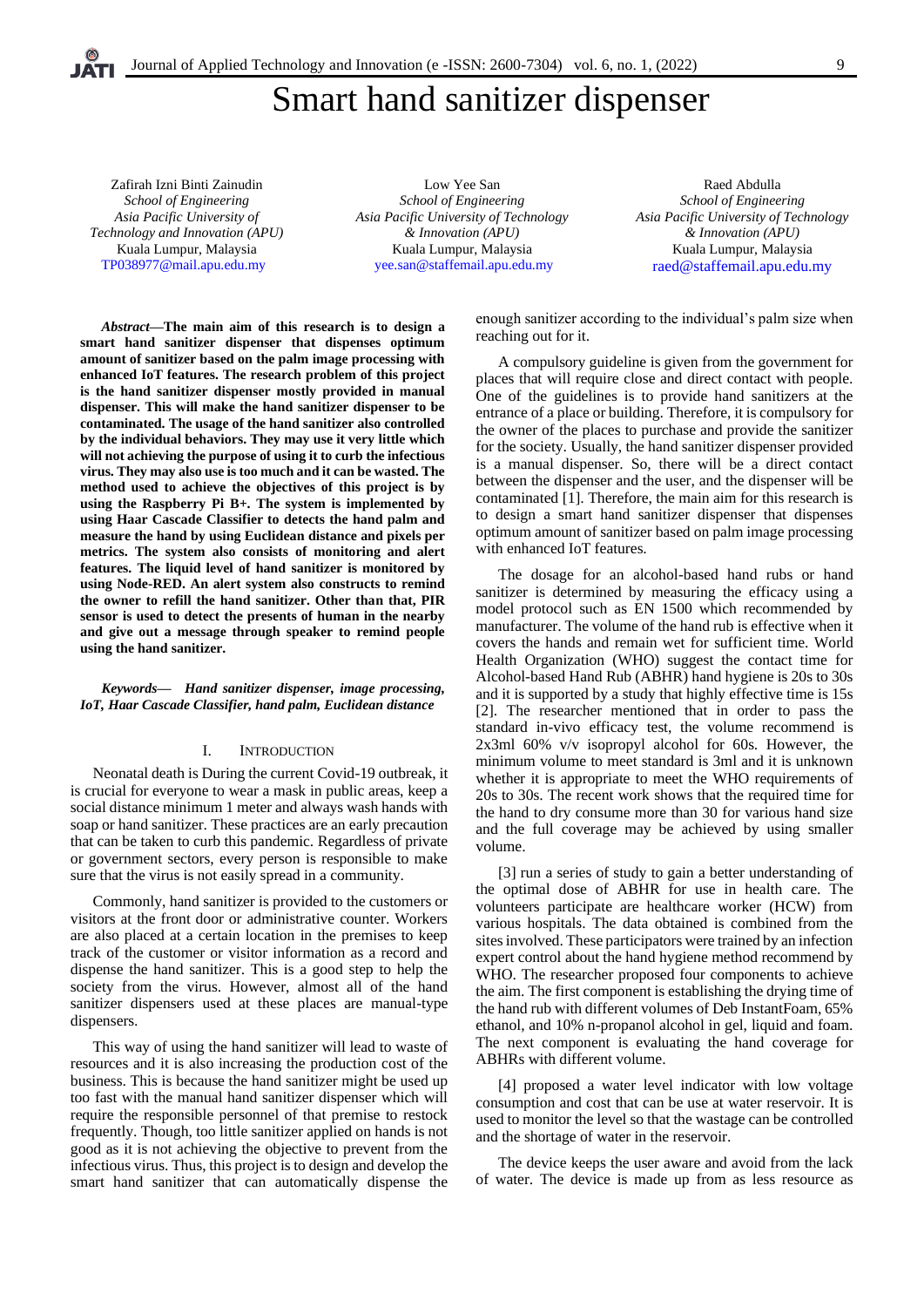# Smart hand sanitizer dispenser

Zafirah Izni Binti Zainudin
*School of Engineering*
*Asia Pacific University of Technology and Innovation (APU)*
Kuala Lumpur, Malaysia
TP038977@mail.apu.edu.my

Low Yee San
*School of Engineering*
*Asia Pacific University of Technology & Innovation (APU)*
Kuala Lumpur, Malaysia
yee.san@staffemail.apu.edu.my

Raed Abdulla
*School of Engineering*
*Asia Pacific University of Technology & Innovation (APU)*
Kuala Lumpur, Malaysia
raed@staffemail.apu.edu.my

***Abstract*—The main aim of this research is to design a smart hand sanitizer dispenser that dispenses optimum amount of sanitizer based on the palm image processing with enhanced IoT features. The research problem of this project is the hand sanitizer dispenser mostly provided in manual dispenser. This will make the hand sanitizer dispenser to be contaminated. The usage of the hand sanitizer also controlled by the individual behaviors. They may use it very little which will not achieving the purpose of using it to curb the infectious virus. They may also use is too much and it can be wasted. The method used to achieve the objectives of this project is by using the Raspberry Pi B+. The system is implemented by using Haar Cascade Classifier to detects the hand palm and measure the hand by using Euclidean distance and pixels per metrics. The system also consists of monitoring and alert features. The liquid level of hand sanitizer is monitored by using Node-RED. An alert system also constructs to remind the owner to refill the hand sanitizer. Other than that, PIR sensor is used to detect the presents of human in the nearby and give out a message through speaker to remind people using the hand sanitizer.**

***Keywords*— *Hand sanitizer dispenser, image processing, IoT, Haar Cascade Classifier, hand palm, Euclidean distance***

## I. Introduction

Neonatal death is During the current Covid-19 outbreak, it is crucial for everyone to wear a mask in public areas, keep a social distance minimum 1 meter and always wash hands with soap or hand sanitizer. These practices are an early precaution that can be taken to curb this pandemic. Regardless of private or government sectors, every person is responsible to make sure that the virus is not easily spread in a community.

Commonly, hand sanitizer is provided to the customers or visitors at the front door or administrative counter. Workers are also placed at a certain location in the premises to keep track of the customer or visitor information as a record and dispense the hand sanitizer. This is a good step to help the society from the virus. However, almost all of the hand sanitizer dispensers used at these places are manual-type dispensers.

This way of using the hand sanitizer will lead to waste of resources and it is also increasing the production cost of the business. This is because the hand sanitizer might be used up too fast with the manual hand sanitizer dispenser which will require the responsible personnel of that premise to restock frequently. Though, too little sanitizer applied on hands is not good as it is not achieving the objective to prevent from the infectious virus. Thus, this project is to design and develop the smart hand sanitizer that can automatically dispense the enough sanitizer according to the individual's palm size when reaching out for it.

A compulsory guideline is given from the government for places that will require close and direct contact with people. One of the guidelines is to provide hand sanitizers at the entrance of a place or building. Therefore, it is compulsory for the owner of the places to purchase and provide the sanitizer for the society. Usually, the hand sanitizer dispenser provided is a manual dispenser. So, there will be a direct contact between the dispenser and the user, and the dispenser will be contaminated [1]. Therefore, the main aim for this research is to design a smart hand sanitizer dispenser that dispenses optimum amount of sanitizer based on palm image processing with enhanced IoT features.

The dosage for an alcohol-based hand rubs or hand sanitizer is determined by measuring the efficacy using a model protocol such as EN 1500 which recommended by manufacturer. The volume of the hand rub is effective when it covers the hands and remain wet for sufficient time. World Health Organization (WHO) suggest the contact time for Alcohol-based Hand Rub (ABHR) hand hygiene is 20s to 30s and it is supported by a study that highly effective time is 15s [2]. The researcher mentioned that in order to pass the standard in-vivo efficacy test, the volume recommend is 2x3ml 60% v/v isopropyl alcohol for 60s. However, the minimum volume to meet standard is 3ml and it is unknown whether it is appropriate to meet the WHO requirements of 20s to 30s. The recent work shows that the required time for the hand to dry consume more than 30 for various hand size and the full coverage may be achieved by using smaller volume.

[3] run a series of study to gain a better understanding of the optimal dose of ABHR for use in health care. The volunteers participate are healthcare worker (HCW) from various hospitals. The data obtained is combined from the sites involved. These participators were trained by an infection expert control about the hand hygiene method recommend by WHO. The researcher proposed four components to achieve the aim. The first component is establishing the drying time of the hand rub with different volumes of Deb InstantFoam, 65% ethanol, and 10% n-propanol alcohol in gel, liquid and foam. The next component is evaluating the hand coverage for ABHRs with different volume.

[4] proposed a water level indicator with low voltage consumption and cost that can be use at water reservoir. It is used to monitor the level so that the wastage can be controlled and the shortage of water in the reservoir.

The device keeps the user aware and avoid from the lack of water. The device is made up from as less resource as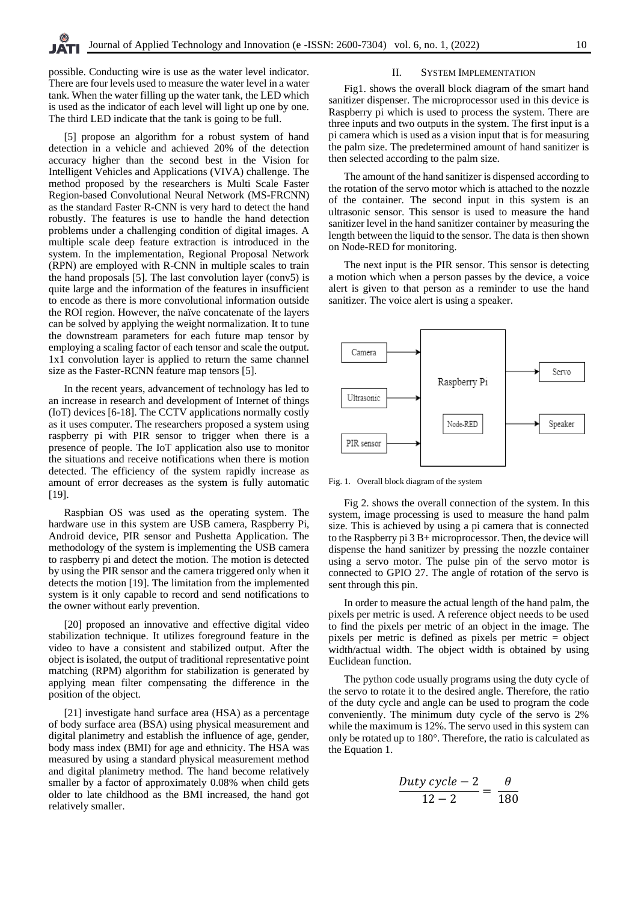possible. Conducting wire is use as the water level indicator. There are four levels used to measure the water level in a water tank. When the water filling up the water tank, the LED which is used as the indicator of each level will light up one by one. The third LED indicate that the tank is going to be full.

[5] propose an algorithm for a robust system of hand detection in a vehicle and achieved 20% of the detection accuracy higher than the second best in the Vision for Intelligent Vehicles and Applications (VIVA) challenge. The method proposed by the researchers is Multi Scale Faster Region-based Convolutional Neural Network (MS-FRCNN) as the standard Faster R-CNN is very hard to detect the hand robustly. The features is use to handle the hand detection problems under a challenging condition of digital images. A multiple scale deep feature extraction is introduced in the system. In the implementation, Regional Proposal Network (RPN) are employed with R-CNN in multiple scales to train the hand proposals [5]. The last convolution layer (conv5) is quite large and the information of the features in insufficient to encode as there is more convolutional information outside the ROI region. However, the naïve concatenate of the layers can be solved by applying the weight normalization. It to tune the downstream parameters for each future map tensor by employing a scaling factor of each tensor and scale the output. 1x1 convolution layer is applied to return the same channel size as the Faster-RCNN feature map tensors [5].

In the recent years, advancement of technology has led to an increase in research and development of Internet of things (IoT) devices [6-18]. The CCTV applications normally costly as it uses computer. The researchers proposed a system using raspberry pi with PIR sensor to trigger when there is a presence of people. The IoT application also use to monitor the situations and receive notifications when there is motion detected. The efficiency of the system rapidly increase as amount of error decreases as the system is fully automatic [19].

Raspbian OS was used as the operating system. The hardware use in this system are USB camera, Raspberry Pi, Android device, PIR sensor and Pushetta Application. The methodology of the system is implementing the USB camera to raspberry pi and detect the motion. The motion is detected by using the PIR sensor and the camera triggered only when it detects the motion [19]. The limitation from the implemented system is it only capable to record and send notifications to the owner without early prevention.

[20] proposed an innovative and effective digital video stabilization technique. It utilizes foreground feature in the video to have a consistent and stabilized output. After the object is isolated, the output of traditional representative point matching (RPM) algorithm for stabilization is generated by applying mean filter compensating the difference in the position of the object.

[21] investigate hand surface area (HSA) as a percentage of body surface area (BSA) using physical measurement and digital planimetry and establish the influence of age, gender, body mass index (BMI) for age and ethnicity. The HSA was measured by using a standard physical measurement method and digital planimetry method. The hand become relatively smaller by a factor of approximately 0.08% when child gets older to late childhood as the BMI increased, the hand got relatively smaller.

## II. System Implementation

Fig1. shows the overall block diagram of the smart hand sanitizer dispenser. The microprocessor used in this device is Raspberry pi which is used to process the system. There are three inputs and two outputs in the system. The first input is a pi camera which is used as a vision input that is for measuring the palm size. The predetermined amount of hand sanitizer is then selected according to the palm size.

The amount of the hand sanitizer is dispensed according to the rotation of the servo motor which is attached to the nozzle of the container. The second input in this system is an ultrasonic sensor. This sensor is used to measure the hand sanitizer level in the hand sanitizer container by measuring the length between the liquid to the sensor. The data is then shown on Node-RED for monitoring.

The next input is the PIR sensor. This sensor is detecting a motion which when a person passes by the device, a voice alert is given to that person as a reminder to use the hand sanitizer. The voice alert is using a speaker.

Camera → Raspberry Pi; Ultrasonic → Raspberry Pi; PIR sensor → Raspberry Pi; Raspberry Pi (Node-RED) → Servo; Raspberry Pi (Node-RED) → Speaker

Fig. 1. Overall block diagram of the system

Fig 2. shows the overall connection of the system. In this system, image processing is used to measure the hand palm size. This is achieved by using a pi camera that is connected to the Raspberry pi 3 B+ microprocessor. Then, the device will dispense the hand sanitizer by pressing the nozzle container using a servo motor. The pulse pin of the servo motor is connected to GPIO 27. The angle of rotation of the servo is sent through this pin.

In order to measure the actual length of the hand palm, the pixels per metric is used. A reference object needs to be used to find the pixels per metric of an object in the image. The pixels per metric is defined as pixels per metric = object width/actual width. The object width is obtained by using Euclidean function.

The python code usually programs using the duty cycle of the servo to rotate it to the desired angle. Therefore, the ratio of the duty cycle and angle can be used to program the code conveniently. The minimum duty cycle of the servo is 2% while the maximum is 12%. The servo used in this system can only be rotated up to 180°. Therefore, the ratio is calculated as the Equation 1.

$$\frac{Duty\ cycle - 2}{12 - 2} = \frac{\theta}{180}$$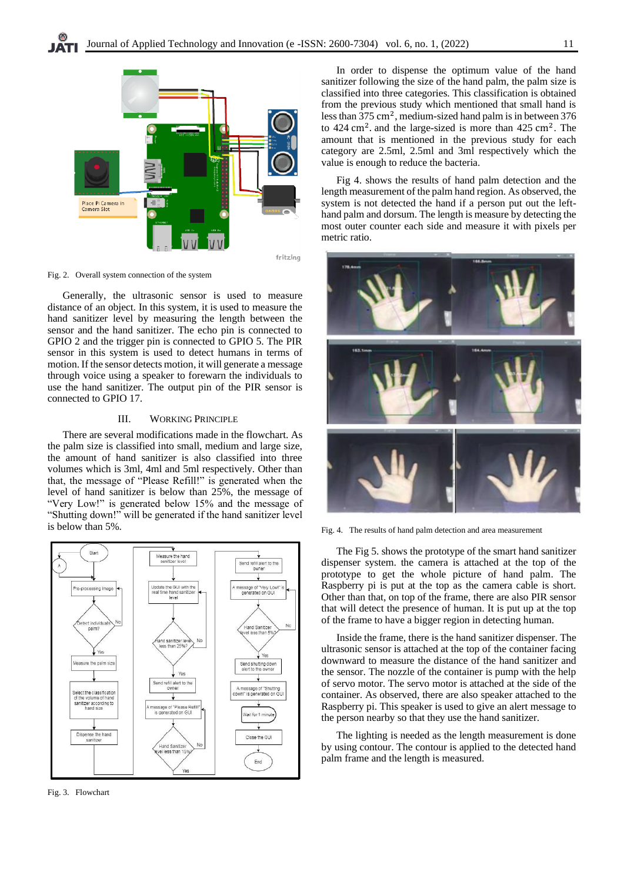Fig. 2. Overall system connection of the system

Generally, the ultrasonic sensor is used to measure distance of an object. In this system, it is used to measure the hand sanitizer level by measuring the length between the sensor and the hand sanitizer. The echo pin is connected to GPIO 2 and the trigger pin is connected to GPIO 5. The PIR sensor in this system is used to detect humans in terms of motion. If the sensor detects motion, it will generate a message through voice using a speaker to forewarn the individuals to use the hand sanitizer. The output pin of the PIR sensor is connected to GPIO 17.

## III. WORKING PRINCIPLE

There are several modifications made in the flowchart. As the palm size is classified into small, medium and large size, the amount of hand sanitizer is also classified into three volumes which is 3ml, 4ml and 5ml respectively. Other than that, the message of "Please Refill!" is generated when the level of hand sanitizer is below than 25%, the message of "Very Low!" is generated below 15% and the message of "Shutting down!" will be generated if the hand sanitizer level is below than 5%.

Fig. 3. Flowchart

In order to dispense the optimum value of the hand sanitizer following the size of the hand palm, the palm size is classified into three categories. This classification is obtained from the previous study which mentioned that small hand is less than 375 $cm^2$, medium-sized hand palm is in between 376 to 424 $cm^2$. and the large-sized is more than 425 $cm^2$. The amount that is mentioned in the previous study for each category are 2.5ml, 2.5ml and 3ml respectively which the value is enough to reduce the bacteria.

Fig 4. shows the results of hand palm detection and the length measurement of the palm hand region. As observed, the system is not detected the hand if a person put out the left-hand palm and dorsum. The length is measure by detecting the most outer counter each side and measure it with pixels per metric ratio.

Fig. 4. The results of hand palm detection and area measurement

The Fig 5. shows the prototype of the smart hand sanitizer dispenser system. the camera is attached at the top of the prototype to get the whole picture of hand palm. The Raspberry pi is put at the top as the camera cable is short. Other than that, on top of the frame, there are also PIR sensor that will detect the presence of human. It is put up at the top of the frame to have a bigger region in detecting human.

Inside the frame, there is the hand sanitizer dispenser. The ultrasonic sensor is attached at the top of the container facing downward to measure the distance of the hand sanitizer and the sensor. The nozzle of the container is pump with the help of servo motor. The servo motor is attached at the side of the container. As observed, there are also speaker attached to the Raspberry pi. This speaker is used to give an alert message to the person nearby so that they use the hand sanitizer.

The lighting is needed as the length measurement is done by using contour. The contour is applied to the detected hand palm frame and the length is measured.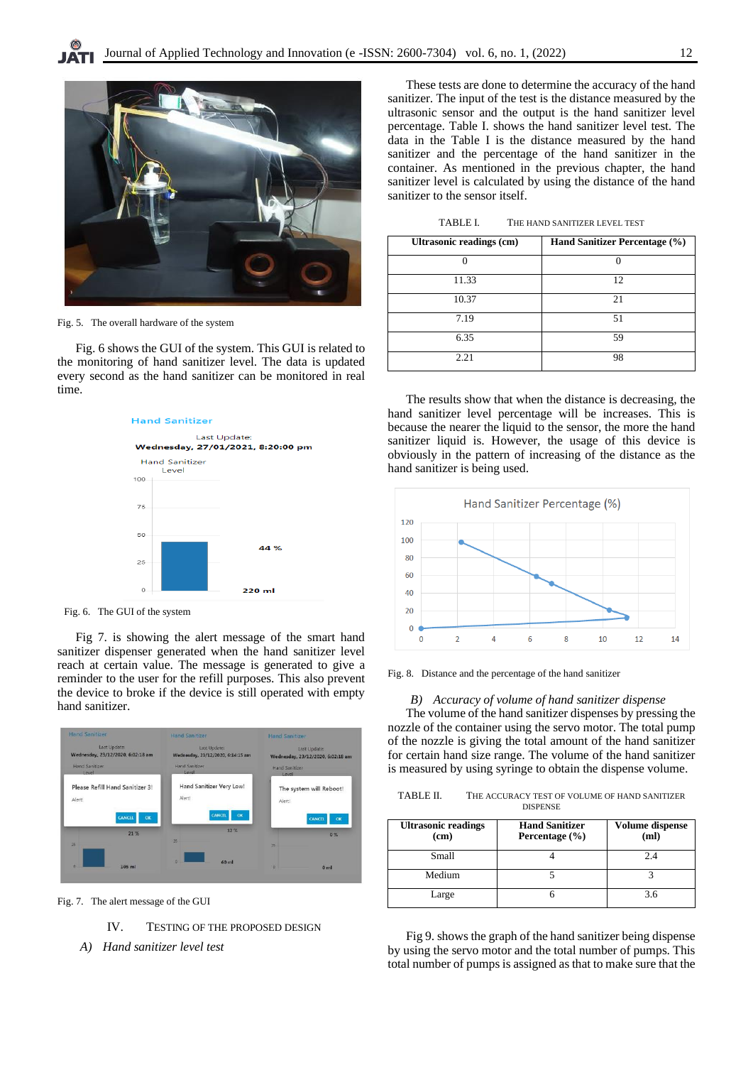Fig. 5. The overall hardware of the system

Fig. 6 shows the GUI of the system. This GUI is related to the monitoring of hand sanitizer level. The data is updated every second as the hand sanitizer can be monitored in real time.

Fig. 6. The GUI of the system

Fig 7. is showing the alert message of the smart hand sanitizer dispenser generated when the hand sanitizer level reach at certain value. The message is generated to give a reminder to the user for the refill purposes. This also prevent the device to broke if the device is still operated with empty hand sanitizer.

Fig. 7. The alert message of the GUI

## IV. TESTING OF THE PROPOSED DESIGN

### *A) Hand sanitizer level test*

These tests are done to determine the accuracy of the hand sanitizer. The input of the test is the distance measured by the ultrasonic sensor and the output is the hand sanitizer level percentage. Table I. shows the hand sanitizer level test. The data in the Table I is the distance measured by the hand sanitizer and the percentage of the hand sanitizer in the container. As mentioned in the previous chapter, the hand sanitizer level is calculated by using the distance of the hand sanitizer to the sensor itself.

TABLE I. THE HAND SANITIZER LEVEL TEST

| Ultrasonic readings (cm) | Hand Sanitizer Percentage (%) |
|---|---|
| 0 | 0 |
| 11.33 | 12 |
| 10.37 | 21 |
| 7.19 | 51 |
| 6.35 | 59 |
| 2.21 | 98 |

The results show that when the distance is decreasing, the hand sanitizer level percentage will be increases. This is because the nearer the liquid to the sensor, the more the hand sanitizer liquid is. However, the usage of this device is obviously in the pattern of increasing of the distance as the hand sanitizer is being used.

Fig. 8. Distance and the percentage of the hand sanitizer

### *B) Accuracy of volume of hand sanitizer dispense*

The volume of the hand sanitizer dispenses by pressing the nozzle of the container using the servo motor. The total pump of the nozzle is giving the total amount of the hand sanitizer for certain hand size range. The volume of the hand sanitizer is measured by using syringe to obtain the dispense volume.

TABLE II. THE ACCURACY TEST OF VOLUME OF HAND SANITIZER DISPENSE

| Ultrasonic readings (cm) | Hand Sanitizer Percentage (%) | Volume dispense (ml) |
|---|---|---|
| Small | 4 | 2.4 |
| Medium | 5 | 3 |
| Large | 6 | 3.6 |

Fig 9. shows the graph of the hand sanitizer being dispense by using the servo motor and the total number of pumps. This total number of pumps is assigned as that to make sure that the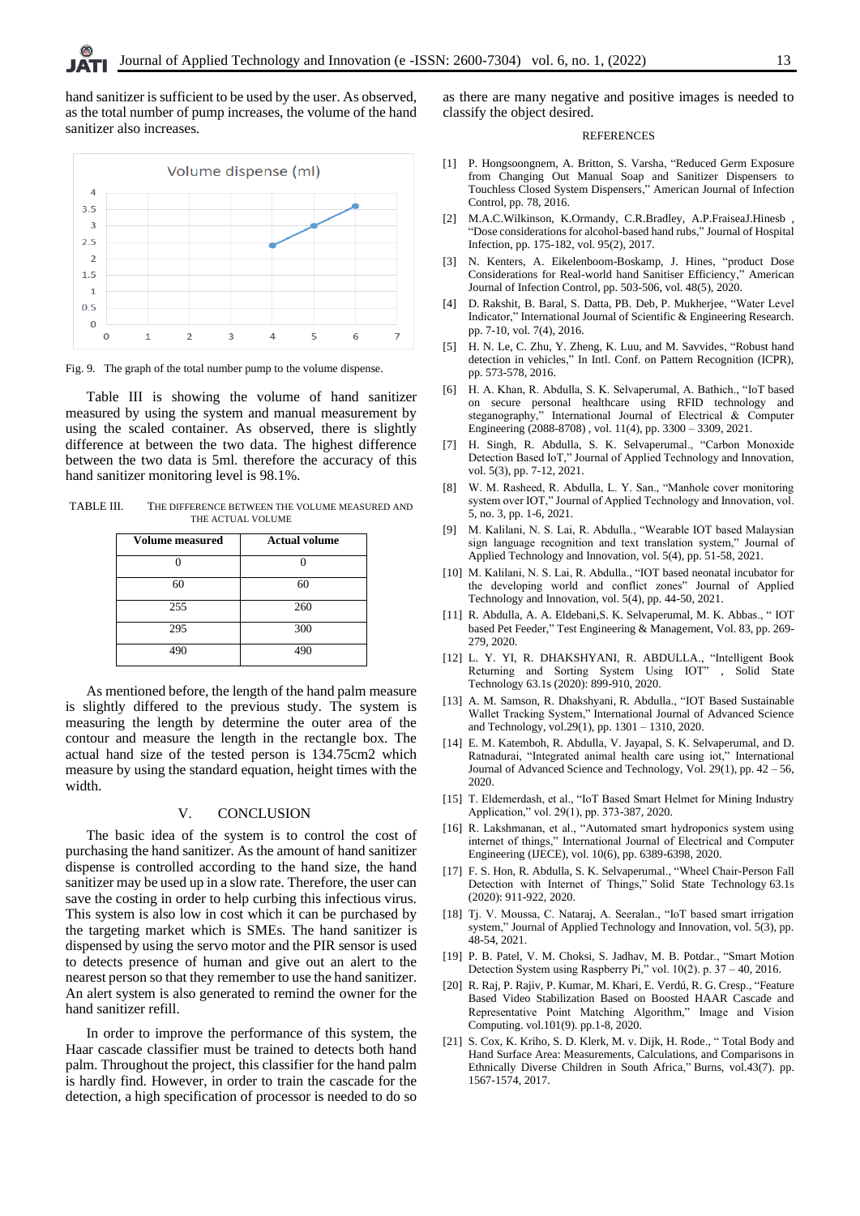hand sanitizer is sufficient to be used by the user. As observed, as the total number of pump increases, the volume of the hand sanitizer also increases.

Volume dispense (ml)

4
3.5
3
2.5
2
1.5
1
0.5
0
0 1 2 3 4 5 6 7

Fig. 9. The graph of the total number pump to the volume dispense.

Table III is showing the volume of hand sanitizer measured by using the system and manual measurement by using the scaled container. As observed, there is slightly difference at between the two data. The highest difference between the two data is 5ml. therefore the accuracy of this hand sanitizer monitoring level is 98.1%.

TABLE III. THE DIFFERENCE BETWEEN THE VOLUME MEASURED AND THE ACTUAL VOLUME

| Volume measured | Actual volume |
|---|---|
| 0 | 0 |
| 60 | 60 |
| 255 | 260 |
| 295 | 300 |
| 490 | 490 |

As mentioned before, the length of the hand palm measure is slightly differed to the previous study. The system is measuring the length by determine the outer area of the contour and measure the length in the rectangle box. The actual hand size of the tested person is 134.75cm2 which measure by using the standard equation, height times with the width.

## V. CONCLUSION

The basic idea of the system is to control the cost of purchasing the hand sanitizer. As the amount of hand sanitizer dispense is controlled according to the hand size, the hand sanitizer may be used up in a slow rate. Therefore, the user can save the costing in order to help curbing this infectious virus. This system is also low in cost which it can be purchased by the targeting market which is SMEs. The hand sanitizer is dispensed by using the servo motor and the PIR sensor is used to detects presence of human and give out an alert to the nearest person so that they remember to use the hand sanitizer. An alert system is also generated to remind the owner for the hand sanitizer refill.

In order to improve the performance of this system, the Haar cascade classifier must be trained to detects both hand palm. Throughout the project, this classifier for the hand palm is hardly find. However, in order to train the cascade for the detection, a high specification of processor is needed to do so as there are many negative and positive images is needed to classify the object desired.

## REFERENCES

[1] P. Hongsoongnem, A. Britton, S. Varsha, "Reduced Germ Exposure from Changing Out Manual Soap and Sanitizer Dispensers to Touchless Closed System Dispensers," American Journal of Infection Control, pp. 78, 2016.

[2] M.A.C.Wilkinson, K.Ormandy, C.R.Bradley, A.P.FraiseaJ.Hinesb , "Dose considerations for alcohol-based hand rubs," Journal of Hospital Infection, pp. 175-182, vol. 95(2), 2017.

[3] N. Kenters, A. Eikelenboom-Boskamp, J. Hines, "product Dose Considerations for Real-world hand Sanitiser Efficiency," American Journal of Infection Control, pp. 503-506, vol. 48(5), 2020.

[4] D. Rakshit, B. Baral, S. Datta, PB. Deb, P. Mukherjee, "Water Level Indicator," International Journal of Scientific & Engineering Research. pp. 7-10, vol. 7(4), 2016.

[5] H. N. Le, C. Zhu, Y. Zheng, K. Luu, and M. Savvides, "Robust hand detection in vehicles," In Intl. Conf. on Pattern Recognition (ICPR), pp. 573-578, 2016.

[6] H. A. Khan, R. Abdulla, S. K. Selvaperumal, A. Bathich., "IoT based on secure personal healthcare using RFID technology and steganography," International Journal of Electrical & Computer Engineering (2088-8708) , vol. 11(4), pp. 3300 – 3309, 2021.

[7] H. Singh, R. Abdulla, S. K. Selvaperumal., "Carbon Monoxide Detection Based IoT," Journal of Applied Technology and Innovation, vol. 5(3), pp. 7-12, 2021.

[8] W. M. Rasheed, R. Abdulla, L. Y. San., "Manhole cover monitoring system over IOT," Journal of Applied Technology and Innovation, vol. 5, no. 3, pp. 1-6, 2021.

[9] M. Kalilani, N. S. Lai, R. Abdulla., "Wearable IOT based Malaysian sign language recognition and text translation system," Journal of Applied Technology and Innovation, vol. 5(4), pp. 51-58, 2021.

[10] M. Kalilani, N. S. Lai, R. Abdulla., "IOT based neonatal incubator for the developing world and conflict zones" Journal of Applied Technology and Innovation, vol. 5(4), pp. 44-50, 2021.

[11] R. Abdulla, A. A. Eldebani,S. K. Selvaperumal, M. K. Abbas., " IOT based Pet Feeder," Test Engineering & Management, Vol. 83, pp. 269-279, 2020.

[12] L. Y. YI, R. DHAKSHYANI, R. ABDULLA., "Intelligent Book Returning and Sorting System Using IOT" , Solid State Technology 63.1s (2020): 889-910, 2020.

[13] A. M. Samson, R. Dhakshyani, R. Abdulla., "IOT Based Sustainable Wallet Tracking System," International Journal of Advanced Science and Technology, vol.29(1), pp. 1301 – 1310, 2020.

[14] E. M. Katemboh, R. Abdulla, V. Jayapal, S. K. Selvaperumal, and D. Ratnadurai, "Integrated animal health care using iot," International Journal of Advanced Science and Technology, Vol. 29(1), pp. 42 – 56, 2020.

[15] T. Eldemerdash, et al., "IoT Based Smart Helmet for Mining Industry Application," vol. 29(1), pp. 373-387, 2020.

[16] R. Lakshmanan, et al., "Automated smart hydroponics system using internet of things," International Journal of Electrical and Computer Engineering (IJECE), vol. 10(6), pp. 6389-6398, 2020.

[17] F. S. Hon, R. Abdulla, S. K. Selvaperumal., "Wheel Chair-Person Fall Detection with Internet of Things," Solid State Technology 63.1s (2020): 911-922, 2020.

[18] Tj. V. Moussa, C. Nataraj, A. Seeralan., "IoT based smart irrigation system," Journal of Applied Technology and Innovation, vol. 5(3), pp. 48-54, 2021.

[19] P. B. Patel, V. M. Choksi, S. Jadhav, M. B. Potdar., "Smart Motion Detection System using Raspberry Pi," vol. 10(2). p. 37 – 40, 2016.

[20] R. Raj, P. Rajiv, P. Kumar, M. Khari, E. Verdú, R. G. Cresp., "Feature Based Video Stabilization Based on Boosted HAAR Cascade and Representative Point Matching Algorithm," Image and Vision Computing. vol.101(9). pp.1-8, 2020.

[21] S. Cox, K. Kriho, S. D. Klerk, M. v. Dijk, H. Rode., " Total Body and Hand Surface Area: Measurements, Calculations, and Comparisons in Ethnically Diverse Children in South Africa," Burns, vol.43(7). pp. 1567-1574, 2017.